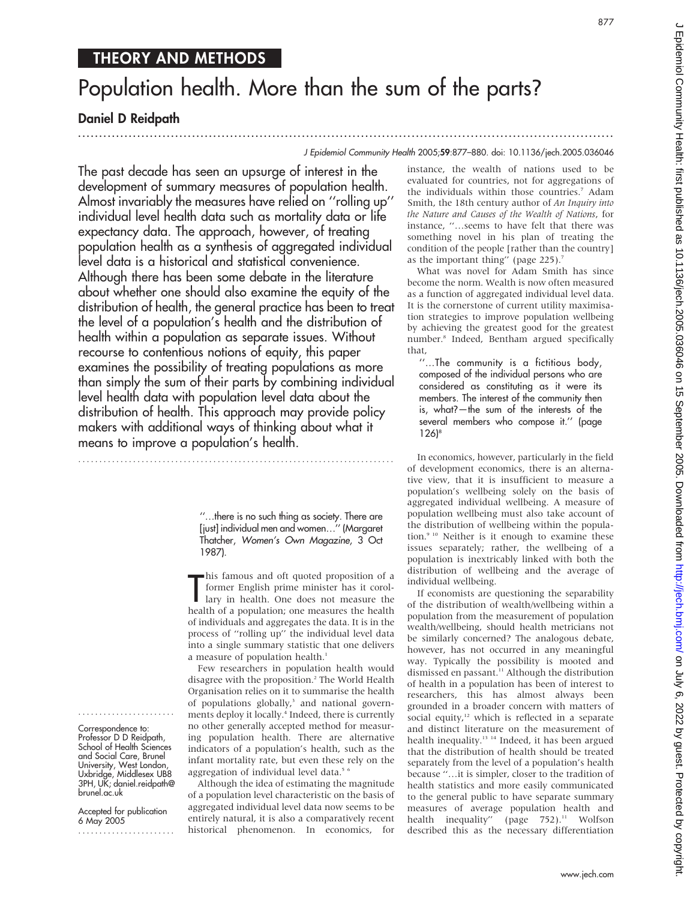THEORY AND METHODS

# Population health. More than the sum of the parts?

**Daniel D Reidpath**

The past decade has seen an upsurge of interest in the development of summary measures of population health. Almost invariably the measures have relied on ''rolling up'' individual level health data such as mortality data or life expectancy data. The approach, however, of treating population health as a synthesis of aggregated individual level data is a historical and statistical convenience. Although there has been some debate in the literature about whether one should also examine the equity of the distribution of health, the general practice has been to treat the level of a population's health and the distribution of health within a population as separate issues. Without recourse to contentious notions of equity, this paper examines the possibility of treating populations as more than simply the sum of their parts by combining individual level health data with population level data about the distribution of health. This approach may provide policy makers with additional ways of thinking about what it means to improve a population's health.

> ''…there is no such thing as society. There are [just] individual men and women…'' (Margaret Thatcher, *Women's Own Magazine*, 3 Oct 1987).

This famous and oft quoted proposition of a former English prime minister has it corollary in health. One does not measure the health of a population; one measures the health of individuals and aggregates the data. It is in the process of ''rolling up'' the individual level data into a single summary statistic that one delivers a measure of population health.[1]

Few researchers in population health would disagree with the proposition.[2] The World Health Organisation relies on it to summarise the health of populations globally,[3] and national governments deploy it locally.[4] Indeed, there is currently no other generally accepted method for measuring population health. There are alternative indicators of a population's health, such as the infant mortality rate, but even these rely on the aggregation of individual level data.[5 6]

Although the idea of estimating the magnitude of a population level characteristic on the basis of aggregated individual level data now seems to be entirely natural, it is also a comparatively recent historical phenomenon. In economics, for instance, the wealth of nations used to be evaluated for countries, not for aggregations of the individuals within those countries.[7] Adam Smith, the 18th century author of *An Inquiry into the Nature and Causes of the Wealth of Nations*, for instance, ''…seems to have felt that there was something novel in his plan of treating the condition of the people [rather than the country] as the important thing'' (page 225).[7]

What was novel for Adam Smith has since become the norm. Wealth is now often measured as a function of aggregated individual level data. It is the cornerstone of current utility maximisation strategies to improve population wellbeing by achieving the greatest good for the greatest number.[8] Indeed, Bentham argued specifically that,

> ''…The community is a fictitious body, composed of the individual persons who are considered as constituting as it were its members. The interest of the community then is, what?—the sum of the interests of the several members who compose it.'' (page 126)[8]

In economics, however, particularly in the field of development economics, there is an alternative view, that it is insufficient to measure a population's wellbeing solely on the basis of aggregated individual wellbeing. A measure of population wellbeing must also take account of the distribution of wellbeing within the population.[9 10] Neither is it enough to examine these issues separately; rather, the wellbeing of a population is inextricably linked with both the distribution of wellbeing and the average of individual wellbeing.

If economists are questioning the separability of the distribution of wealth/wellbeing within a population from the measurement of population wealth/wellbeing, should health metricians not be similarly concerned? The analogous debate, however, has not occurred in any meaningful way. Typically the possibility is mooted and dismissed en passant.[11] Although the distribution of health in a population has been of interest to researchers, this has almost always been grounded in a broader concern with matters of social equity,[12] which is reflected in a separate and distinct literature on the measurement of health inequality.[13 14] Indeed, it has been argued that the distribution of health should be treated separately from the level of a population's health because ''…it is simpler, closer to the tradition of health statistics and more easily communicated to the general public to have separate summary measures of average population health and health inequality'' (page 752).[11] Wolfson described this as the necessary differentiation

Correspondence to: Professor D D Reidpath, School of Health Sciences and Social Care, Brunel University, West London, Uxbridge, Middlesex UB8 3PH, UK; daniel.reidpath@brunel.ac.uk

Accepted for publication 6 May 2005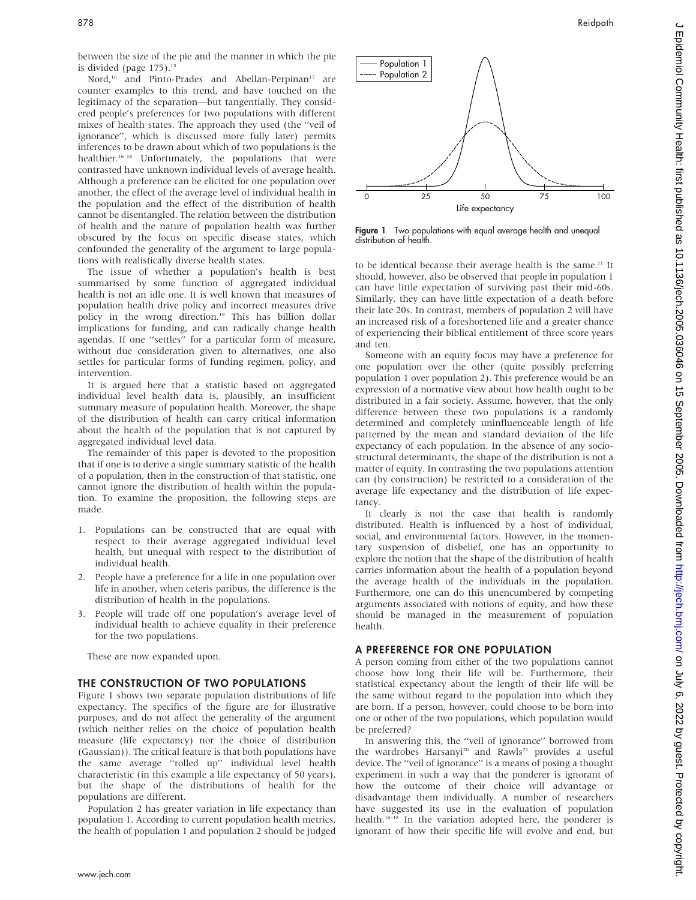between the size of the pie and the manner in which the pie is divided (page 175).[15]

Nord,[16] and Pinto-Prades and Abellan-Perpinan[17] are counter examples to this trend, and have touched on the legitimacy of the separation—but tangentially. They considered people's preferences for two populations with different mixes of health states. The approach they used (the ''veil of ignorance'', which is discussed more fully later) permits inferences to be drawn about which of two populations is the healthier.[16 18] Unfortunately, the populations that were contrasted have unknown individual levels of average health. Although a preference can be elicited for one population over another, the effect of the average level of individual health in the population and the effect of the distribution of health cannot be disentangled. The relation between the distribution of health and the nature of population health was further obscured by the focus on specific disease states, which confounded the generality of the argument to large populations with realistically diverse health states.

The issue of whether a population's health is best summarised by some function of aggregated individual health is not an idle one. It is well known that measures of population health drive policy and incorrect measures drive policy in the wrong direction.[19] This has billion dollar implications for funding, and can radically change health agendas. If one ''settles'' for a particular form of measure, without due consideration given to alternatives, one also settles for particular forms of funding regimen, policy, and intervention.

It is argued here that a statistic based on aggregated individual level health data is, plausibly, an insufficient summary measure of population health. Moreover, the shape of the distribution of health can carry critical information about the health of the population that is not captured by aggregated individual level data.

The remainder of this paper is devoted to the proposition that if one is to derive a single summary statistic of the health of a population, then in the construction of that statistic, one cannot ignore the distribution of health within the population. To examine the proposition, the following steps are made.

1. Populations can be constructed that are equal with respect to their average aggregated individual level health, but unequal with respect to the distribution of individual health.
2. People have a preference for a life in one population over life in another, when ceteris paribus, the difference is the distribution of health in the populations.
3. People will trade off one population's average level of individual health to achieve equality in their preference for the two populations.

These are now expanded upon.

## THE CONSTRUCTION OF TWO POPULATIONS

Figure 1 shows two separate population distributions of life expectancy. The specifics of the figure are for illustrative purposes, and do not affect the generality of the argument (which neither relies on the choice of population health measure (life expectancy) nor the choice of distribution (Gaussian)). The critical feature is that both populations have the same average ''rolled up'' individual level health characteristic (in this example a life expectancy of 50 years), but the shape of the distributions of health for the populations are different.

Population 2 has greater variation in life expectancy than population 1. According to current population health metrics, the health of population 1 and population 2 should be judged to be identical because their average health is the same.[11] It should, however, also be observed that people in population 1 can have little expectation of surviving past their mid-60s. Similarly, they can have little expectation of a death before their late 20s. In contrast, members of population 2 will have an increased risk of a foreshortened life and a greater chance of experiencing their biblical entitlement of three score years and ten.

**Figure 1** Two populations with equal average health and unequal distribution of health.

Someone with an equity focus may have a preference for one population over the other (quite possibly preferring population 1 over population 2). This preference would be an expression of a normative view about how health ought to be distributed in a fair society. Assume, however, that the only difference between these two populations is a randomly determined and completely uninfluenceable length of life patterned by the mean and standard deviation of the life expectancy of each population. In the absence of any sociostructural determinants, the shape of the distribution is not a matter of equity. In contrasting the two populations attention can (by construction) be restricted to a consideration of the average life expectancy and the distribution of life expectancy.

It clearly is not the case that health is randomly distributed. Health is influenced by a host of individual, social, and environmental factors. However, in the momentary suspension of disbelief, one has an opportunity to explore the notion that the shape of the distribution of health carries information about the health of a population beyond the average health of the individuals in the population. Furthermore, one can do this unencumbered by competing arguments associated with notions of equity, and how these should be managed in the measurement of population health.

## A PREFERENCE FOR ONE POPULATION

A person coming from either of the two populations cannot choose how long their life will be. Furthermore, their statistical expectancy about the length of their life will be the same without regard to the population into which they are born. If a person, however, could choose to be born into one or other of the two populations, which population would be preferred?

In answering this, the ''veil of ignorance'' borrowed from the wardrobes Harsanyi[20] and Rawls[21] provides a useful device. The ''veil of ignorance'' is a means of posing a thought experiment in such a way that the ponderer is ignorant of how the outcome of their choice will advantage or disadvantage them individually. A number of researchers have suggested its use in the evaluation of population health.[16–18] In the variation adopted here, the ponderer is ignorant of how their specific life will evolve and end, but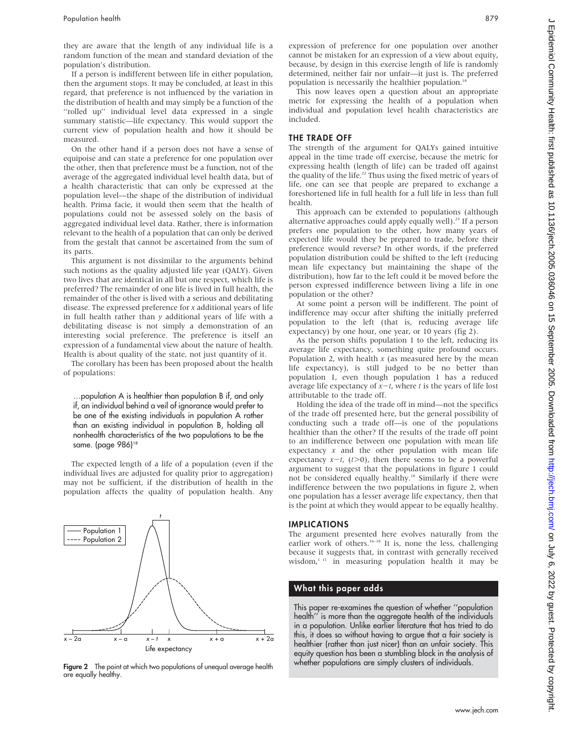they are aware that the length of any individual life is a random function of the mean and standard deviation of the population's distribution.

If a person is indifferent between life in either population, then the argument stops. It may be concluded, at least in this regard, that preference is not influenced by the variation in the distribution of health and may simply be a function of the ''rolled up'' individual level data expressed in a single summary statistic—life expectancy. This would support the current view of population health and how it should be measured.

On the other hand if a person does not have a sense of equipoise and can state a preference for one population over the other, then that preference must be a function, not of the average of the aggregated individual level health data, but of a health characteristic that can only be expressed at the population level—the shape of the distribution of individual health. Prima facie, it would then seem that the health of populations could not be assessed solely on the basis of aggregated individual level data. Rather, there is information relevant to the health of a population that can only be derived from the gestalt that cannot be ascertained from the sum of its parts.

This argument is not dissimilar to the arguments behind such notions as the quality adjusted life year (QALY). Given two lives that are identical in all but one respect, which life is preferred? The remainder of one life is lived in full health, the remainder of the other is lived with a serious and debilitating disease. The expressed preference for $x$ additional years of life in full health rather than $y$ additional years of life with a debilitating disease is not simply a demonstration of an interesting social preference. The preference is itself an expression of a fundamental view about the nature of health. Health is about quality of the state, not just quantity of it.

The corollary has been has been proposed about the health of populations:

> …population A is healthier than population B if, and only if, an individual behind a veil of ignorance would prefer to be one of the existing individuals in population A rather than an existing individual in population B, holding all nonhealth characteristics of the two populations to be the same. (page 986)[18]

The expected length of a life of a population (even if the individual lives are adjusted for quality prior to aggregation) may not be sufficient, if the distribution of health in the population affects the quality of population health. Any expression of preference for one population over another cannot be mistaken for an expression of a view about equity, because, by design in this exercise length of life is randomly determined, neither fair nor unfair—it just is. The preferred population is necessarily the healthier population.[18]

This now leaves open a question about an appropriate metric for expressing the health of a population when individual and population level health characteristics are included.

## THE TRADE OFF

The strength of the argument for QALYs gained intuitive appeal in the time trade off exercise, because the metric for expressing health (length of life) can be traded off against the quality of the life.[22] Thus using the fixed metric of years of life, one can see that people are prepared to exchange a foreshortened life in full health for a full life in less than full health.

This approach can be extended to populations (although alternative approaches could apply equally well).[23] If a person prefers one population to the other, how many years of expected life would they be prepared to trade, before their preference would reverse? In other words, if the preferred population distribution could be shifted to the left (reducing mean life expectancy but maintaining the shape of the distribution), how far to the left could it be moved before the person expressed indifference between living a life in one population or the other?

At some point a person will be indifferent. The point of indifference may occur after shifting the initially preferred population to the left (that is, reducing average life expectancy) by one hour, one year, or 10 years (fig 2).

As the person shifts population 1 to the left, reducing its average life expectancy, something quite profound occurs. Population 2, with health $x$ (as measured here by the mean life expectancy), is still judged to be no better than population 1, even though population 1 has a reduced average life expectancy of $x-t$, where $t$ is the years of life lost attributable to the trade off.

Holding the idea of the trade off in mind—not the specifics of the trade off presented here, but the general possibility of conducting such a trade off—is one of the populations healthier than the other? If the results of the trade off point to an indifference between one population with mean life expectancy $x$ and the other population with mean life expectancy $x-t$, ($t>0$), then there seems to be a powerful argument to suggest that the populations in figure 1 could not be considered equally healthy.[18] Similarly if there were indifference between the two populations in figure 2, when one population has a lesser average life expectancy, then that is the point at which they would appear to be equally healthy.

Population 1
Population 2
t
x − 2a
x − a
x − t
x
x + a
x + 2a
Life expectancy

**Figure 2** The point at which two populations of unequal average health are equally healthy.

## IMPLICATIONS

The argument presented here evolves naturally from the earlier work of others.[16–18] It is, none the less, challenging because it suggests that, in contrast with generally received wisdom,[1 11] in measuring population health it may be

### What this paper adds

This paper re-examines the question of whether ''population health'' is more than the aggregate health of the individuals in a population. Unlike earlier literature that has tried to do this, it does so without having to argue that a fair society is healthier (rather than just nicer) than an unfair society. This equity question has been a stumbling block in the analysis of whether populations are simply clusters of individuals.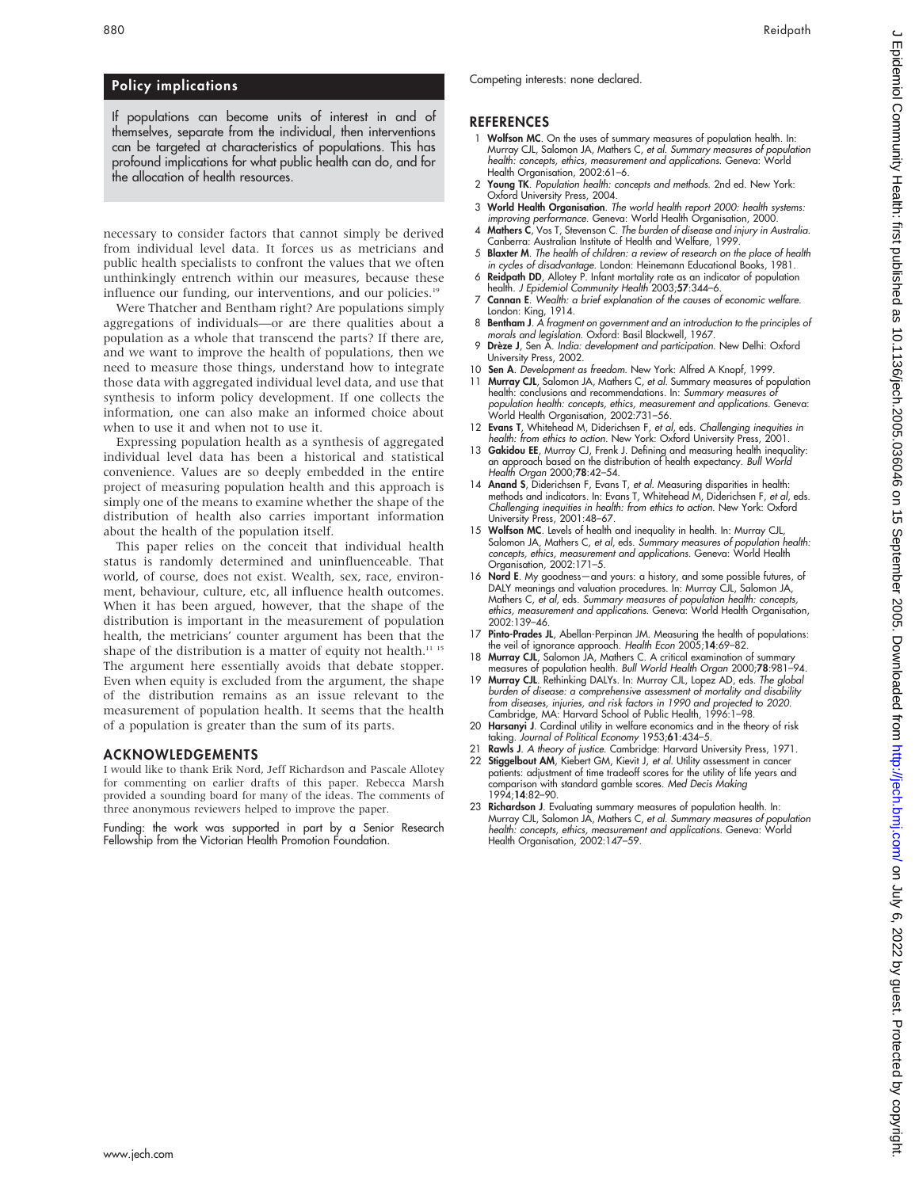## Policy implications

If populations can become units of interest in and of themselves, separate from the individual, then interventions can be targeted at characteristics of populations. This has profound implications for what public health can do, and for the allocation of health resources.

necessary to consider factors that cannot simply be derived from individual level data. It forces us as metricians and public health specialists to confront the values that we often unthinkingly entrench within our measures, because these influence our funding, our interventions, and our policies.[19]

Were Thatcher and Bentham right? Are populations simply aggregations of individuals—or are there qualities about a population as a whole that transcend the parts? If there are, and we want to improve the health of populations, then we need to measure those things, understand how to integrate those data with aggregated individual level data, and use that synthesis to inform policy development. If one collects the information, one can also make an informed choice about when to use it and when not to use it.

Expressing population health as a synthesis of aggregated individual level data has been a historical and statistical convenience. Values are so deeply embedded in the entire project of measuring population health and this approach is simply one of the means to examine whether the shape of the distribution of health also carries important information about the health of the population itself.

This paper relies on the conceit that individual health status is randomly determined and uninfluenceable. That world, of course, does not exist. Wealth, sex, race, environment, behaviour, culture, etc, all influence health outcomes. When it has been argued, however, that the shape of the distribution is important in the measurement of population health, the metricians' counter argument has been that the shape of the distribution is a matter of equity not health.[11 15] The argument here essentially avoids that debate stopper. Even when equity is excluded from the argument, the shape of the distribution remains as an issue relevant to the measurement of population health. It seems that the health of a population is greater than the sum of its parts.

## ACKNOWLEDGEMENTS

I would like to thank Erik Nord, Jeff Richardson and Pascale Allotey for commenting on earlier drafts of this paper. Rebecca Marsh provided a sounding board for many of the ideas. The comments of three anonymous reviewers helped to improve the paper.

Funding: the work was supported in part by a Senior Research Fellowship from the Victorian Health Promotion Foundation.

Competing interests: none declared.

## REFERENCES

1. **Wolfson MC**. On the uses of summary measures of population health. In: Murray CJL, Salomon JA, Mathers C, *et al*. *Summary measures of population health: concepts, ethics, measurement and applications*. Geneva: World Health Organisation, 2002:61–6.
2. **Young TK**. *Population health: concepts and methods*. 2nd ed. New York: Oxford University Press, 2004.
3. **World Health Organisation**. *The world health report 2000: health systems: improving performance*. Geneva: World Health Organisation, 2000.
4. **Mathers C**, Vos T, Stevenson C. *The burden of disease and injury in Australia*. Canberra: Australian Institute of Health and Welfare, 1999.
5. **Blaxter M**. *The health of children: a review of research on the place of health in cycles of disadvantage*. London: Heinemann Educational Books, 1981.
6. **Reidpath DD**, Allotey P. Infant mortality rate as an indicator of population health. *J Epidemiol Community Health* 2003;**57**:344–6.
7. **Cannan E**. *Wealth: a brief explanation of the causes of economic welfare*. London: King, 1914.
8. **Bentham J**. *A fragment on government and an introduction to the principles of morals and legislation*. Oxford: Basil Blackwell, 1967.
9. **Drèze J**, Sen A. *India: development and participation*. New Delhi: Oxford University Press, 2002.
10. **Sen A**. *Development as freedom*. New York: Alfred A Knopf, 1999.
11. **Murray CJL**, Salomon JA, Mathers C, *et al*. Summary measures of population health: conclusions and recommendations. In: *Summary measures of population health: concepts, ethics, measurement and applications*. Geneva: World Health Organisation, 2002:731–56.
12. **Evans T**, Whitehead M, Diderichsen F, *et al*, eds. *Challenging inequities in health: from ethics to action*. New York: Oxford University Press, 2001.
13. **Gakidou EE**, Murray CJ, Frenk J. Defining and measuring health inequality: an approach based on the distribution of health expectancy. *Bull World Health Organ* 2000;**78**:42–54.
14. **Anand S**, Diderichsen F, Evans T, *et al*. Measuring disparities in health: methods and indicators. In: Evans T, Whitehead M, Diderichsen F, *et al*, eds. *Challenging inequities in health: from ethics to action*. New York: Oxford University Press, 2001:48–67.
15. **Wolfson MC**. Levels of health and inequality in health. In: Murray CJL, Salomon JA, Mathers C, *et al*, eds. *Summary measures of population health: concepts, ethics, measurement and applications*. Geneva: World Health Organisation, 2002:171–5.
16. **Nord E**. My goodness—and yours: a history, and some possible futures, of DALY meanings and valuation procedures. In: Murray CJL, Salomon JA, Mathers C, *et al*, eds. *Summary measures of population health: concepts, ethics, measurement and applications*. Geneva: World Health Organisation, 2002:139–46.
17. **Pinto-Prades JL**, Abellan-Perpinan JM. Measuring the health of populations: the veil of ignorance approach. *Health Econ* 2005;**14**:69–82.
18. **Murray CJL**, Salomon JA, Mathers C. A critical examination of summary measures of population health. *Bull World Health Organ* 2000;**78**:981–94.
19. **Murray CJL**. Rethinking DALYs. In: Murray CJL, Lopez AD, eds. *The global burden of disease: a comprehensive assessment of mortality and disability from diseases, injuries, and risk factors in 1990 and projected to 2020*. Cambridge, MA: Harvard School of Public Health, 1996:1–98.
20. **Harsanyi J**. Cardinal utility in welfare economics and in the theory of risk taking. *Journal of Political Economy* 1953;**61**:434–5.
21. **Rawls J**. *A theory of justice*. Cambridge: Harvard University Press, 1971.
22. **Stiggelbout AM**, Kiebert GM, Kievit J, *et al*. Utility assessment in cancer patients: adjustment of time tradeoff scores for the utility of life years and comparison with standard gamble scores. *Med Decis Making* 1994;**14**:82–90.
23. **Richardson J**. Evaluating summary measures of population health. In: Murray CJL, Salomon JA, Mathers C, *et al*. *Summary measures of population health: concepts, ethics, measurement and applications*. Geneva: World Health Organisation, 2002:147–59.